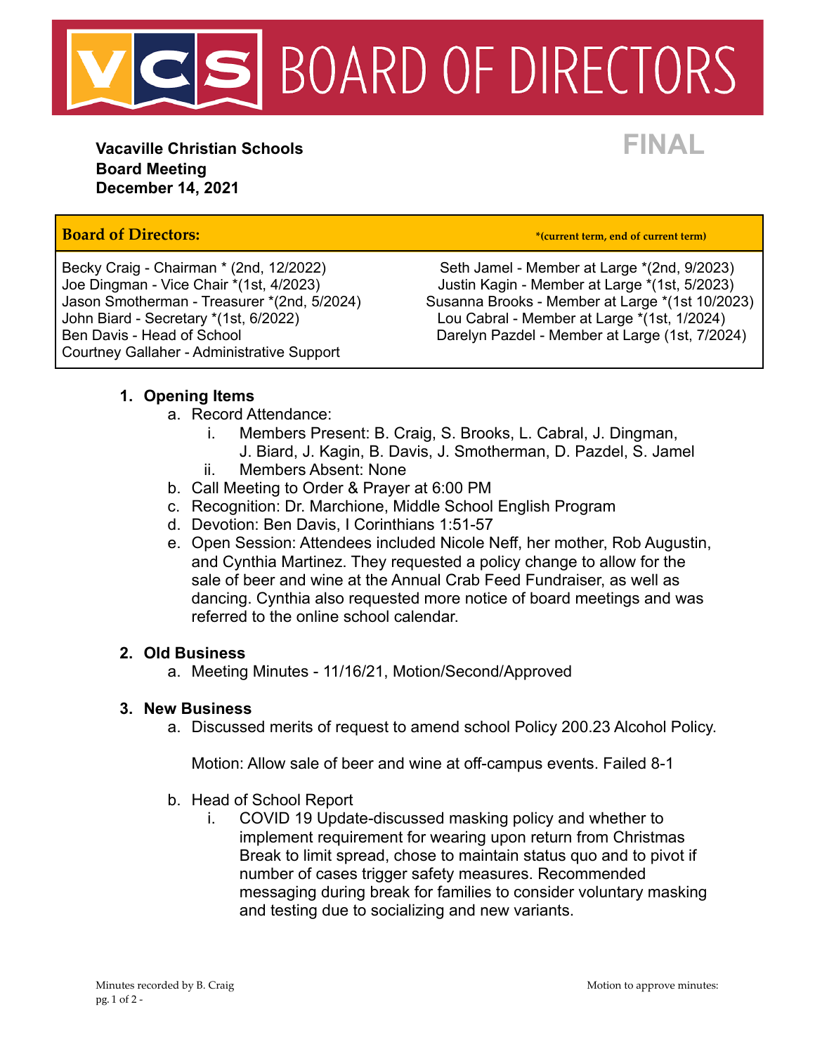# VCS BOARD OF DIRECTORS

**Vacaville Christian Schools**
**Board Meeting**
**December 14, 2021**

**FINAL**

| **Board of Directors:** | ***(current term, end of current term)** |
|---|---|
| Becky Craig - Chairman * (2nd, 12/2022) | Seth Jamel - Member at Large *(2nd, 9/2023) |
| Joe Dingman - Vice Chair *(1st, 4/2023) | Justin Kagin - Member at Large *(1st, 5/2023) |
| Jason Smotherman - Treasurer *(2nd, 5/2024) | Susanna Brooks - Member at Large *(1st 10/2023) |
| John Biard - Secretary *(1st, 6/2022) | Lou Cabral - Member at Large *(1st, 1/2024) |
| Ben Davis - Head of School | Darelyn Pazdel - Member at Large (1st, 7/2024) |
| Courtney Gallaher - Administrative Support | |

1. **Opening Items**
   a. Record Attendance:
      i. Members Present: B. Craig, S. Brooks, L. Cabral, J. Dingman, J. Biard, J. Kagin, B. Davis, J. Smotherman, D. Pazdel, S. Jamel
      ii. Members Absent: None
   b. Call Meeting to Order & Prayer at 6:00 PM
   c. Recognition: Dr. Marchione, Middle School English Program
   d. Devotion: Ben Davis, I Corinthians 1:51-57
   e. Open Session: Attendees included Nicole Neff, her mother, Rob Augustin, and Cynthia Martinez. They requested a policy change to allow for the sale of beer and wine at the Annual Crab Feed Fundraiser, as well as dancing. Cynthia also requested more notice of board meetings and was referred to the online school calendar.

2. **Old Business**
   a. Meeting Minutes - 11/16/21, Motion/Second/Approved

3. **New Business**
   a. Discussed merits of request to amend school Policy 200.23 Alcohol Policy.

      Motion: Allow sale of beer and wine at off-campus events. Failed 8-1

   b. Head of School Report
      i. COVID 19 Update-discussed masking policy and whether to implement requirement for wearing upon return from Christmas Break to limit spread, chose to maintain status quo and to pivot if number of cases trigger safety measures. Recommended messaging during break for families to consider voluntary masking and testing due to socializing and new variants.

Minutes recorded by B. Craig

Motion to approve minutes: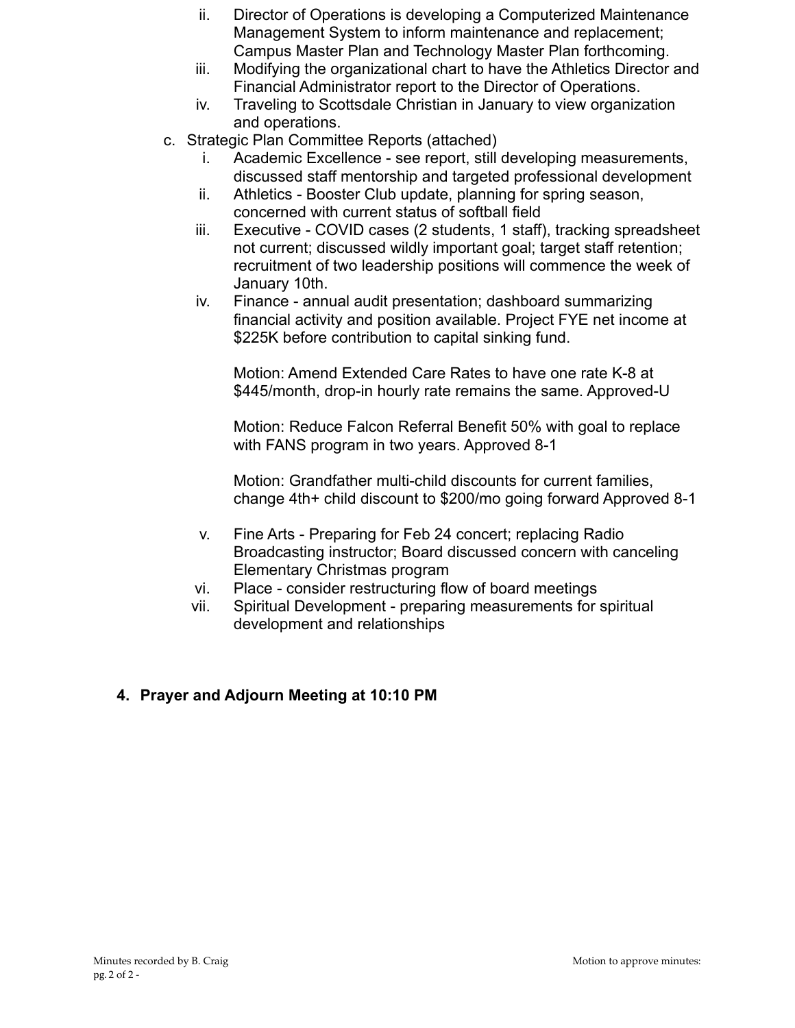ii. Director of Operations is developing a Computerized Maintenance Management System to inform maintenance and replacement; Campus Master Plan and Technology Master Plan forthcoming.
   iii. Modifying the organizational chart to have the Athletics Director and Financial Administrator report to the Director of Operations.
   iv. Traveling to Scottsdale Christian in January to view organization and operations.

c. Strategic Plan Committee Reports (attached)
   i. Academic Excellence - see report, still developing measurements, discussed staff mentorship and targeted professional development
   ii. Athletics - Booster Club update, planning for spring season, concerned with current status of softball field
   iii. Executive - COVID cases (2 students, 1 staff), tracking spreadsheet not current; discussed wildly important goal; target staff retention; recruitment of two leadership positions will commence the week of January 10th.
   iv. Finance - annual audit presentation; dashboard summarizing financial activity and position available. Project FYE net income at $225K before contribution to capital sinking fund.

      Motion: Amend Extended Care Rates to have one rate K-8 at $445/month, drop-in hourly rate remains the same. Approved-U

      Motion: Reduce Falcon Referral Benefit 50% with goal to replace with FANS program in two years. Approved 8-1

      Motion: Grandfather multi-child discounts for current families, change 4th+ child discount to $200/mo going forward Approved 8-1

   v. Fine Arts - Preparing for Feb 24 concert; replacing Radio Broadcasting instructor; Board discussed concern with canceling Elementary Christmas program
   vi. Place - consider restructuring flow of board meetings
   vii. Spiritual Development - preparing measurements for spiritual development and relationships

**4. Prayer and Adjourn Meeting at 10:10 PM**

Minutes recorded by B. Craig

Motion to approve minutes: